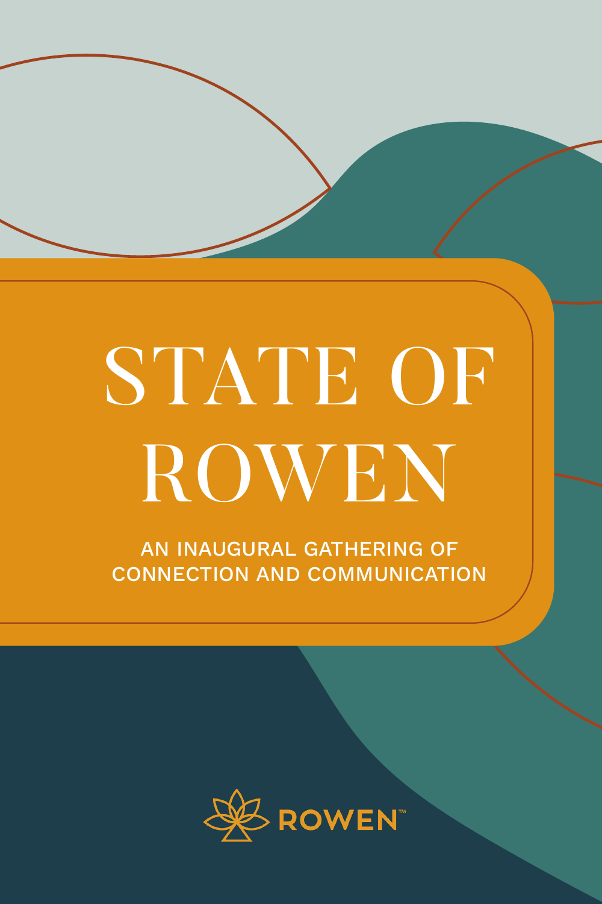# STATE OF ROWEN

AN INAUGURAL GATHERING OF CONNECTION AND COMMUNICATION

ROWEN™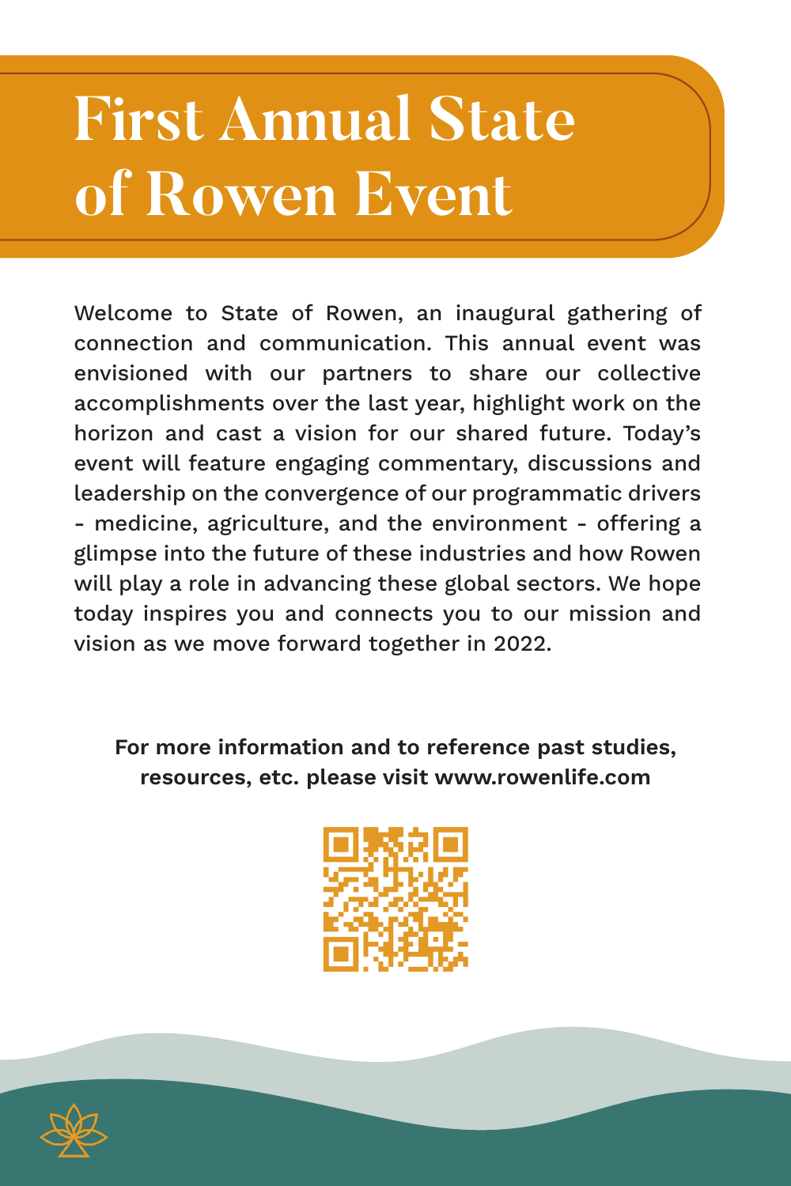# First Annual State of Rowen Event

Welcome to State of Rowen, an inaugural gathering of connection and communication. This annual event was envisioned with our partners to share our collective accomplishments over the last year, highlight work on the horizon and cast a vision for our shared future. Today's event will feature engaging commentary, discussions and leadership on the convergence of our programmatic drivers - medicine, agriculture, and the environment - offering a glimpse into the future of these industries and how Rowen will play a role in advancing these global sectors. We hope today inspires you and connects you to our mission and vision as we move forward together in 2022.

**For more information and to reference past studies, resources, etc. please visit www.rowenlife.com**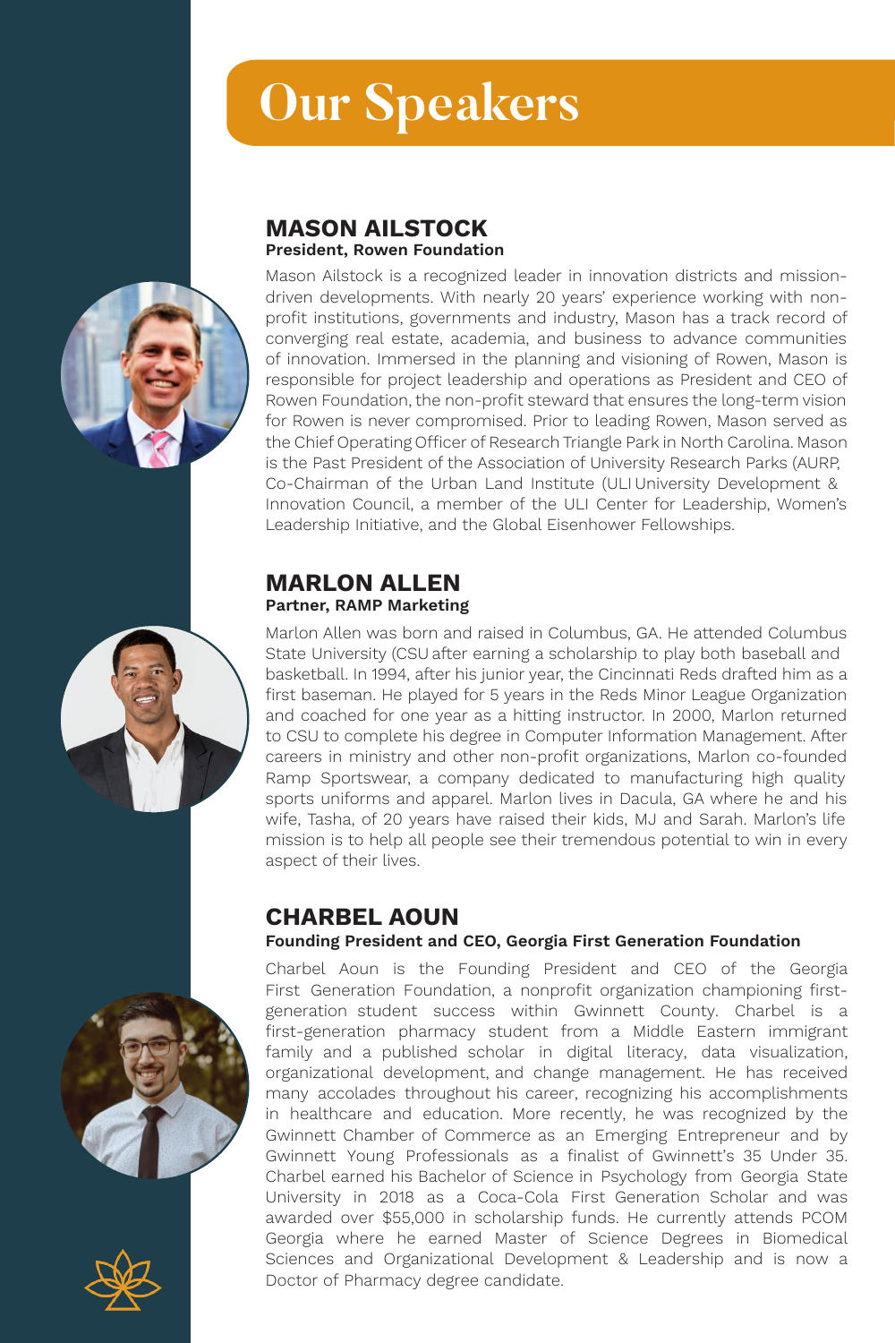# Our Speakers

## MASON AILSTOCK

**President, Rowen Foundation**

Mason Ailstock is a recognized leader in innovation districts and mission-driven developments. With nearly 20 years' experience working with non-profit institutions, governments and industry, Mason has a track record of converging real estate, academia, and business to advance communities of innovation. Immersed in the planning and visioning of Rowen, Mason is responsible for project leadership and operations as President and CEO of Rowen Foundation, the non-profit steward that ensures the long-term vision for Rowen is never compromised. Prior to leading Rowen, Mason served as the Chief Operating Officer of Research Triangle Park in North Carolina. Mason is the Past President of the Association of University Research Parks (AURP, Co-Chairman of the Urban Land Institute (ULI University Development & Innovation Council, a member of the ULI Center for Leadership, Women's Leadership Initiative, and the Global Eisenhower Fellowships.

## MARLON ALLEN

**Partner, RAMP Marketing**

Marlon Allen was born and raised in Columbus, GA. He attended Columbus State University (CSU after earning a scholarship to play both baseball and basketball. In 1994, after his junior year, the Cincinnati Reds drafted him as a first baseman. He played for 5 years in the Reds Minor League Organization and coached for one year as a hitting instructor. In 2000, Marlon returned to CSU to complete his degree in Computer Information Management. After careers in ministry and other non-profit organizations, Marlon co-founded Ramp Sportswear, a company dedicated to manufacturing high quality sports uniforms and apparel. Marlon lives in Dacula, GA where he and his wife, Tasha, of 20 years have raised their kids, MJ and Sarah. Marlon's life mission is to help all people see their tremendous potential to win in every aspect of their lives.

## CHARBEL AOUN

**Founding President and CEO, Georgia First Generation Foundation**

Charbel Aoun is the Founding President and CEO of the Georgia First Generation Foundation, a nonprofit organization championing first-generation student success within Gwinnett County. Charbel is a first-generation pharmacy student from a Middle Eastern immigrant family and a published scholar in digital literacy, data visualization, organizational development, and change management. He has received many accolades throughout his career, recognizing his accomplishments in healthcare and education. More recently, he was recognized by the Gwinnett Chamber of Commerce as an Emerging Entrepreneur and by Gwinnett Young Professionals as a finalist of Gwinnett's 35 Under 35. Charbel earned his Bachelor of Science in Psychology from Georgia State University in 2018 as a Coca-Cola First Generation Scholar and was awarded over $55,000 in scholarship funds. He currently attends PCOM Georgia where he earned Master of Science Degrees in Biomedical Sciences and Organizational Development & Leadership and is now a Doctor of Pharmacy degree candidate.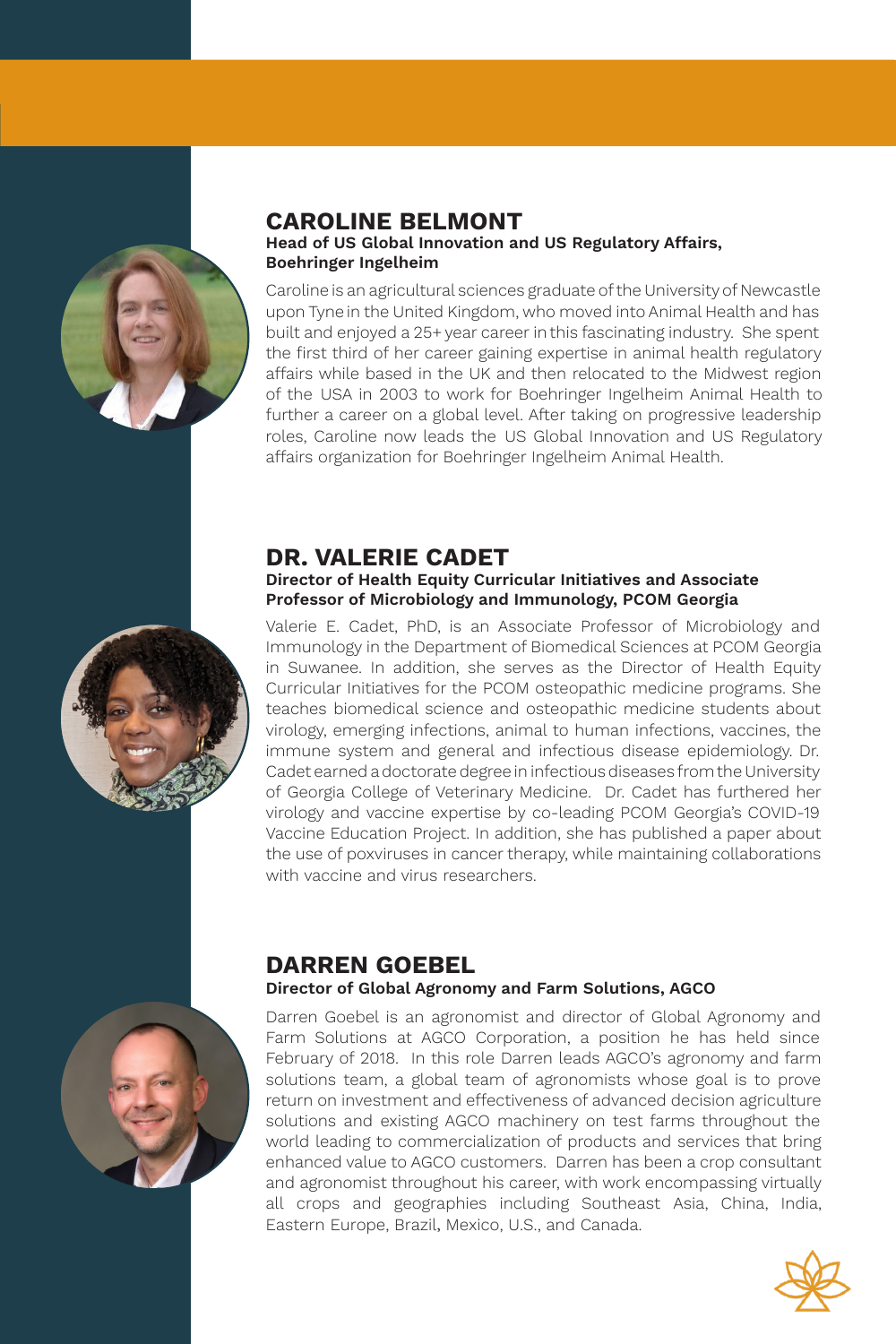## CAROLINE BELMONT

**Head of US Global Innovation and US Regulatory Affairs, Boehringer Ingelheim**

Caroline is an agricultural sciences graduate of the University of Newcastle upon Tyne in the United Kingdom, who moved into Animal Health and has built and enjoyed a 25+ year career in this fascinating industry. She spent the first third of her career gaining expertise in animal health regulatory affairs while based in the UK and then relocated to the Midwest region of the USA in 2003 to work for Boehringer Ingelheim Animal Health to further a career on a global level. After taking on progressive leadership roles, Caroline now leads the US Global Innovation and US Regulatory affairs organization for Boehringer Ingelheim Animal Health.

## DR. VALERIE CADET

**Director of Health Equity Curricular Initiatives and Associate Professor of Microbiology and Immunology, PCOM Georgia**

Valerie E. Cadet, PhD, is an Associate Professor of Microbiology and Immunology in the Department of Biomedical Sciences at PCOM Georgia in Suwanee. In addition, she serves as the Director of Health Equity Curricular Initiatives for the PCOM osteopathic medicine programs. She teaches biomedical science and osteopathic medicine students about virology, emerging infections, animal to human infections, vaccines, the immune system and general and infectious disease epidemiology. Dr. Cadet earned a doctorate degree in infectious diseases from the University of Georgia College of Veterinary Medicine. Dr. Cadet has furthered her virology and vaccine expertise by co-leading PCOM Georgia's COVID-19 Vaccine Education Project. In addition, she has published a paper about the use of poxviruses in cancer therapy, while maintaining collaborations with vaccine and virus researchers.

## DARREN GOEBEL

**Director of Global Agronomy and Farm Solutions, AGCO**

Darren Goebel is an agronomist and director of Global Agronomy and Farm Solutions at AGCO Corporation, a position he has held since February of 2018. In this role Darren leads AGCO's agronomy and farm solutions team, a global team of agronomists whose goal is to prove return on investment and effectiveness of advanced decision agriculture solutions and existing AGCO machinery on test farms throughout the world leading to commercialization of products and services that bring enhanced value to AGCO customers. Darren has been a crop consultant and agronomist throughout his career, with work encompassing virtually all crops and geographies including Southeast Asia, China, India, Eastern Europe, Brazil, Mexico, U.S., and Canada.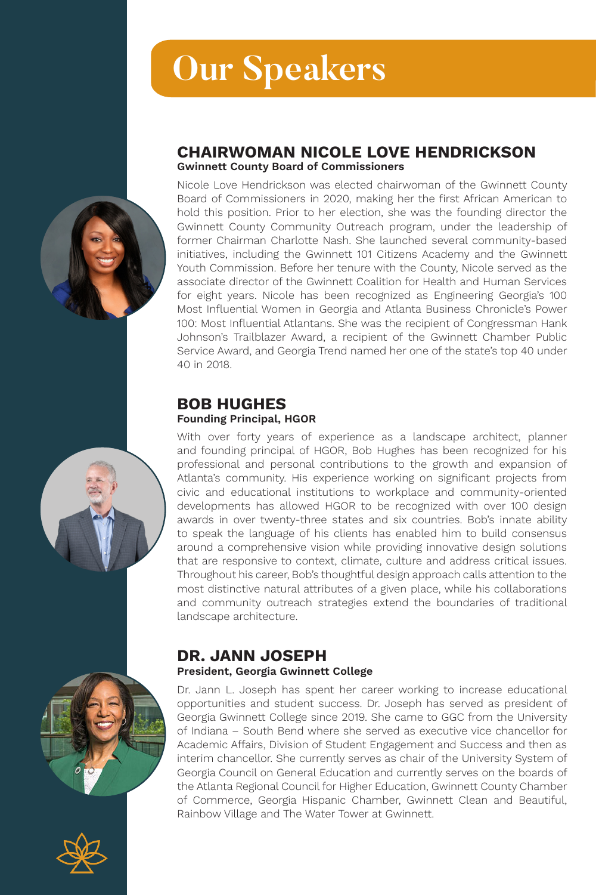# Our Speakers

## CHAIRWOMAN NICOLE LOVE HENDRICKSON

**Gwinnett County Board of Commissioners**

Nicole Love Hendrickson was elected chairwoman of the Gwinnett County Board of Commissioners in 2020, making her the first African American to hold this position. Prior to her election, she was the founding director the Gwinnett County Community Outreach program, under the leadership of former Chairman Charlotte Nash. She launched several community-based initiatives, including the Gwinnett 101 Citizens Academy and the Gwinnett Youth Commission. Before her tenure with the County, Nicole served as the associate director of the Gwinnett Coalition for Health and Human Services for eight years. Nicole has been recognized as Engineering Georgia's 100 Most Influential Women in Georgia and Atlanta Business Chronicle's Power 100: Most Influential Atlantans. She was the recipient of Congressman Hank Johnson's Trailblazer Award, a recipient of the Gwinnett Chamber Public Service Award, and Georgia Trend named her one of the state's top 40 under 40 in 2018.

## BOB HUGHES

**Founding Principal, HGOR**

With over forty years of experience as a landscape architect, planner and founding principal of HGOR, Bob Hughes has been recognized for his professional and personal contributions to the growth and expansion of Atlanta's community. His experience working on significant projects from civic and educational institutions to workplace and community-oriented developments has allowed HGOR to be recognized with over 100 design awards in over twenty-three states and six countries. Bob's innate ability to speak the language of his clients has enabled him to build consensus around a comprehensive vision while providing innovative design solutions that are responsive to context, climate, culture and address critical issues. Throughout his career, Bob's thoughtful design approach calls attention to the most distinctive natural attributes of a given place, while his collaborations and community outreach strategies extend the boundaries of traditional landscape architecture.

## DR. JANN JOSEPH

**President, Georgia Gwinnett College**

Dr. Jann L. Joseph has spent her career working to increase educational opportunities and student success. Dr. Joseph has served as president of Georgia Gwinnett College since 2019. She came to GGC from the University of Indiana – South Bend where she served as executive vice chancellor for Academic Affairs, Division of Student Engagement and Success and then as interim chancellor. She currently serves as chair of the University System of Georgia Council on General Education and currently serves on the boards of the Atlanta Regional Council for Higher Education, Gwinnett County Chamber of Commerce, Georgia Hispanic Chamber, Gwinnett Clean and Beautiful, Rainbow Village and The Water Tower at Gwinnett.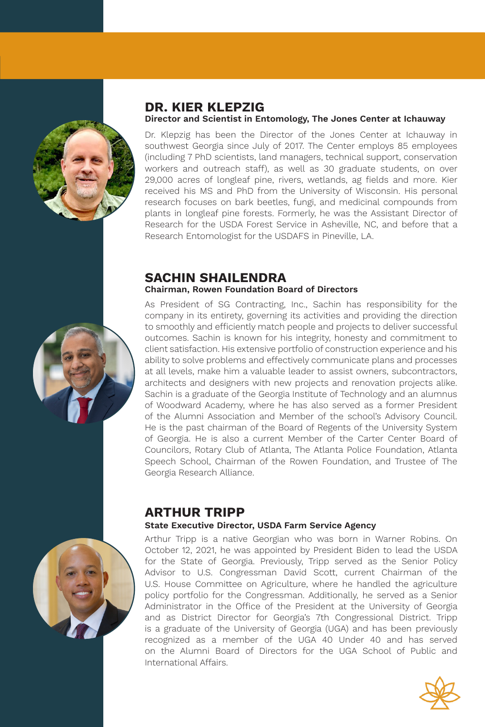## DR. KIER KLEPZIG

**Director and Scientist in Entomology, The Jones Center at Ichauway**

Dr. Klepzig has been the Director of the Jones Center at Ichauway in southwest Georgia since July of 2017. The Center employs 85 employees (including 7 PhD scientists, land managers, technical support, conservation workers and outreach staff), as well as 30 graduate students, on over 29,000 acres of longleaf pine, rivers, wetlands, ag fields and more. Kier received his MS and PhD from the University of Wisconsin. His personal research focuses on bark beetles, fungi, and medicinal compounds from plants in longleaf pine forests. Formerly, he was the Assistant Director of Research for the USDA Forest Service in Asheville, NC, and before that a Research Entomologist for the USDAFS in Pineville, LA.

## SACHIN SHAILENDRA

**Chairman, Rowen Foundation Board of Directors**

As President of SG Contracting, Inc., Sachin has responsibility for the company in its entirety, governing its activities and providing the direction to smoothly and efficiently match people and projects to deliver successful outcomes. Sachin is known for his integrity, honesty and commitment to client satisfaction. His extensive portfolio of construction experience and his ability to solve problems and effectively communicate plans and processes at all levels, make him a valuable leader to assist owners, subcontractors, architects and designers with new projects and renovation projects alike. Sachin is a graduate of the Georgia Institute of Technology and an alumnus of Woodward Academy, where he has also served as a former President of the Alumni Association and Member of the school's Advisory Council. He is the past chairman of the Board of Regents of the University System of Georgia. He is also a current Member of the Carter Center Board of Councilors, Rotary Club of Atlanta, The Atlanta Police Foundation, Atlanta Speech School, Chairman of the Rowen Foundation, and Trustee of The Georgia Research Alliance.

## ARTHUR TRIPP

**State Executive Director, USDA Farm Service Agency**

Arthur Tripp is a native Georgian who was born in Warner Robins. On October 12, 2021, he was appointed by President Biden to lead the USDA for the State of Georgia. Previously, Tripp served as the Senior Policy Advisor to U.S. Congressman David Scott, current Chairman of the U.S. House Committee on Agriculture, where he handled the agriculture policy portfolio for the Congressman. Additionally, he served as a Senior Administrator in the Office of the President at the University of Georgia and as District Director for Georgia's 7th Congressional District. Tripp is a graduate of the University of Georgia (UGA) and has been previously recognized as a member of the UGA 40 Under 40 and has served on the Alumni Board of Directors for the UGA School of Public and International Affairs.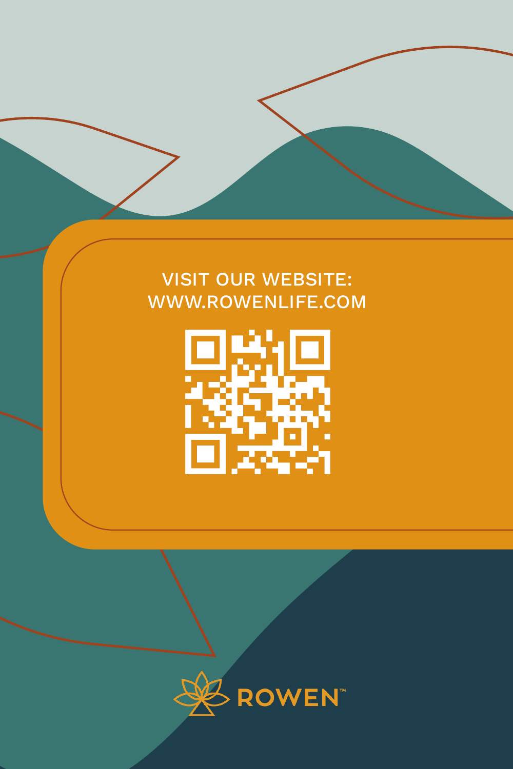VISIT OUR WEBSITE:
WWW.ROWENLIFE.COM

ROWEN™